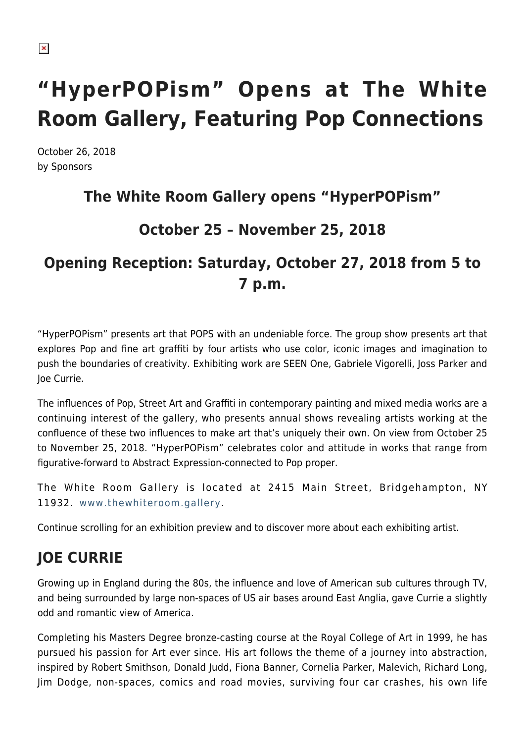# "HyperPOPism" Opens at The White Room Gallery, Featuring Pop Connections

October 26, 2018
by Sponsors

### The White Room Gallery opens "HyperPOPism"

### October 25 – November 25, 2018

### Opening Reception: Saturday, October 27, 2018 from 5 to 7 p.m.

"HyperPOPism" presents art that POPS with an undeniable force. The group show presents art that explores Pop and fine art graffiti by four artists who use color, iconic images and imagination to push the boundaries of creativity. Exhibiting work are SEEN One, Gabriele Vigorelli, Joss Parker and Joe Currie.

The influences of Pop, Street Art and Graffiti in contemporary painting and mixed media works are a continuing interest of the gallery, who presents annual shows revealing artists working at the confluence of these two influences to make art that's uniquely their own. On view from October 25 to November 25, 2018. "HyperPOPism" celebrates color and attitude in works that range from figurative-forward to Abstract Expression-connected to Pop proper.

The White Room Gallery is located at 2415 Main Street, Bridgehampton, NY 11932. www.thewhiteroom.gallery.

Continue scrolling for an exhibition preview and to discover more about each exhibiting artist.

## JOE CURRIE

Growing up in England during the 80s, the influence and love of American sub cultures through TV, and being surrounded by large non-spaces of US air bases around East Anglia, gave Currie a slightly odd and romantic view of America.

Completing his Masters Degree bronze-casting course at the Royal College of Art in 1999, he has pursued his passion for Art ever since. His art follows the theme of a journey into abstraction, inspired by Robert Smithson, Donald Judd, Fiona Banner, Cornelia Parker, Malevich, Richard Long, Jim Dodge, non-spaces, comics and road movies, surviving four car crashes, his own life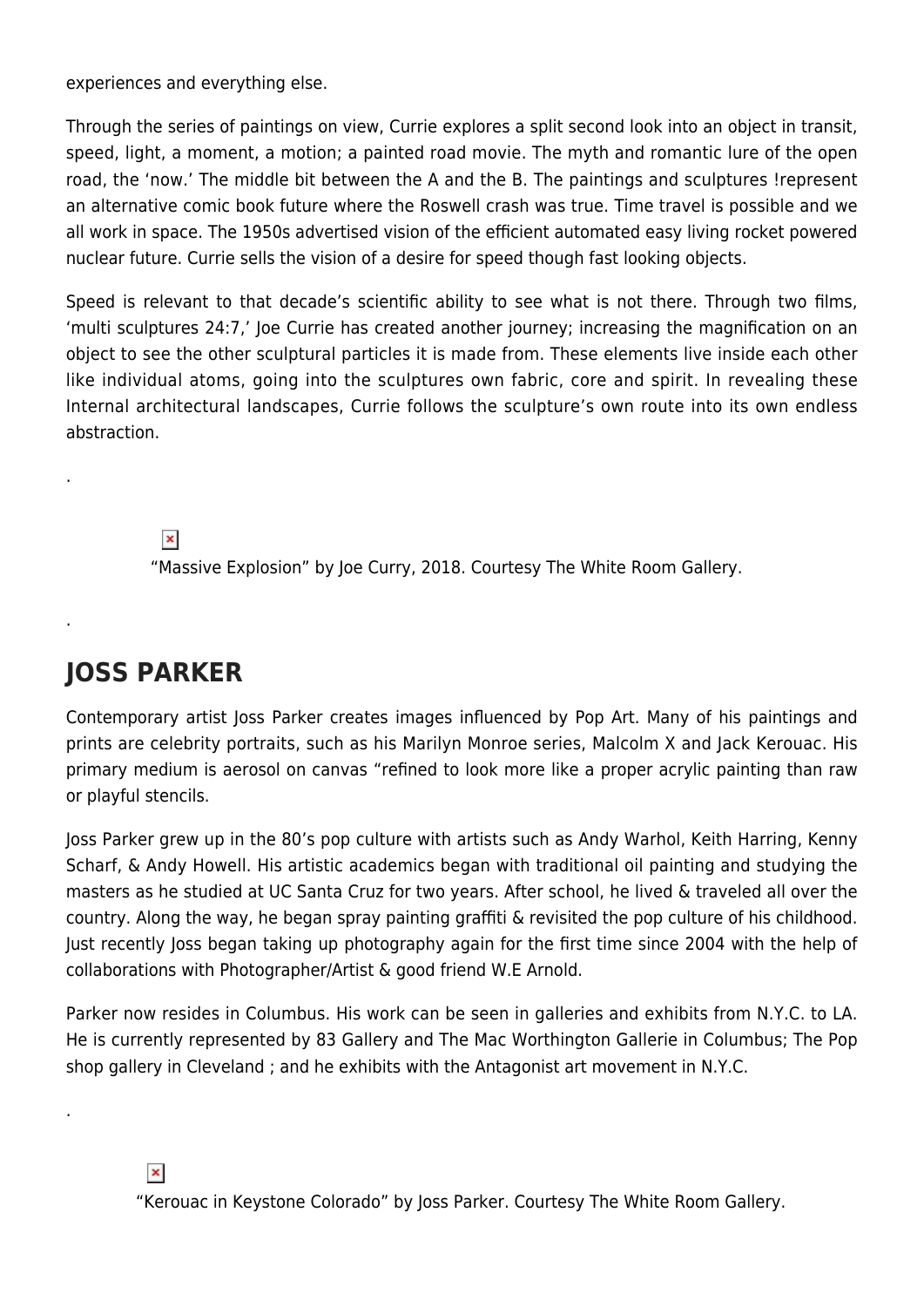experiences and everything else.

Through the series of paintings on view, Currie explores a split second look into an object in transit, speed, light, a moment, a motion; a painted road movie. The myth and romantic lure of the open road, the 'now.' The middle bit between the A and the B. The paintings and sculptures !represent an alternative comic book future where the Roswell crash was true. Time travel is possible and we all work in space. The 1950s advertised vision of the efficient automated easy living rocket powered nuclear future. Currie sells the vision of a desire for speed though fast looking objects.

Speed is relevant to that decade's scientific ability to see what is not there. Through two films, 'multi sculptures 24:7,' Joe Currie has created another journey; increasing the magnification on an object to see the other sculptural particles it is made from. These elements live inside each other like individual atoms, going into the sculptures own fabric, core and spirit. In revealing these Internal architectural landscapes, Currie follows the sculpture's own route into its own endless abstraction.

.

"Massive Explosion" by Joe Curry, 2018. Courtesy The White Room Gallery.

.

## JOSS PARKER

Contemporary artist Joss Parker creates images influenced by Pop Art. Many of his paintings and prints are celebrity portraits, such as his Marilyn Monroe series, Malcolm X and Jack Kerouac. His primary medium is aerosol on canvas "refined to look more like a proper acrylic painting than raw or playful stencils.

Joss Parker grew up in the 80's pop culture with artists such as Andy Warhol, Keith Harring, Kenny Scharf, & Andy Howell. His artistic academics began with traditional oil painting and studying the masters as he studied at UC Santa Cruz for two years. After school, he lived & traveled all over the country. Along the way, he began spray painting graffiti & revisited the pop culture of his childhood. Just recently Joss began taking up photography again for the first time since 2004 with the help of collaborations with Photographer/Artist & good friend W.E Arnold.

Parker now resides in Columbus. His work can be seen in galleries and exhibits from N.Y.C. to LA. He is currently represented by 83 Gallery and The Mac Worthington Gallerie in Columbus; The Pop shop gallery in Cleveland ; and he exhibits with the Antagonist art movement in N.Y.C.

.

"Kerouac in Keystone Colorado" by Joss Parker. Courtesy The White Room Gallery.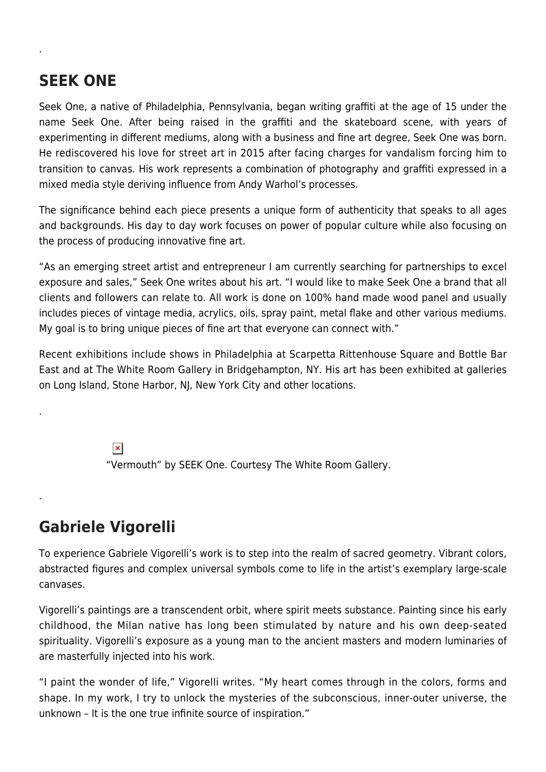## SEEK ONE

Seek One, a native of Philadelphia, Pennsylvania, began writing graffiti at the age of 15 under the name Seek One. After being raised in the graffiti and the skateboard scene, with years of experimenting in different mediums, along with a business and fine art degree, Seek One was born. He rediscovered his love for street art in 2015 after facing charges for vandalism forcing him to transition to canvas. His work represents a combination of photography and graffiti expressed in a mixed media style deriving influence from Andy Warhol's processes.

The significance behind each piece presents a unique form of authenticity that speaks to all ages and backgrounds. His day to day work focuses on power of popular culture while also focusing on the process of producing innovative fine art.

"As an emerging street artist and entrepreneur I am currently searching for partnerships to excel exposure and sales," Seek One writes about his art. "I would like to make Seek One a brand that all clients and followers can relate to. All work is done on 100% hand made wood panel and usually includes pieces of vintage media, acrylics, oils, spray paint, metal flake and other various mediums. My goal is to bring unique pieces of fine art that everyone can connect with."

Recent exhibitions include shows in Philadelphia at Scarpetta Rittenhouse Square and Bottle Bar East and at The White Room Gallery in Bridgehampton, NY. His art has been exhibited at galleries on Long Island, Stone Harbor, NJ, New York City and other locations.

"Vermouth" by SEEK One. Courtesy The White Room Gallery.

## Gabriele Vigorelli

To experience Gabriele Vigorelli's work is to step into the realm of sacred geometry. Vibrant colors, abstracted figures and complex universal symbols come to life in the artist's exemplary large-scale canvases.

Vigorelli's paintings are a transcendent orbit, where spirit meets substance. Painting since his early childhood, the Milan native has long been stimulated by nature and his own deep-seated spirituality. Vigorelli's exposure as a young man to the ancient masters and modern luminaries of are masterfully injected into his work.

"I paint the wonder of life," Vigorelli writes. "My heart comes through in the colors, forms and shape. In my work, I try to unlock the mysteries of the subconscious, inner-outer universe, the unknown – It is the one true infinite source of inspiration."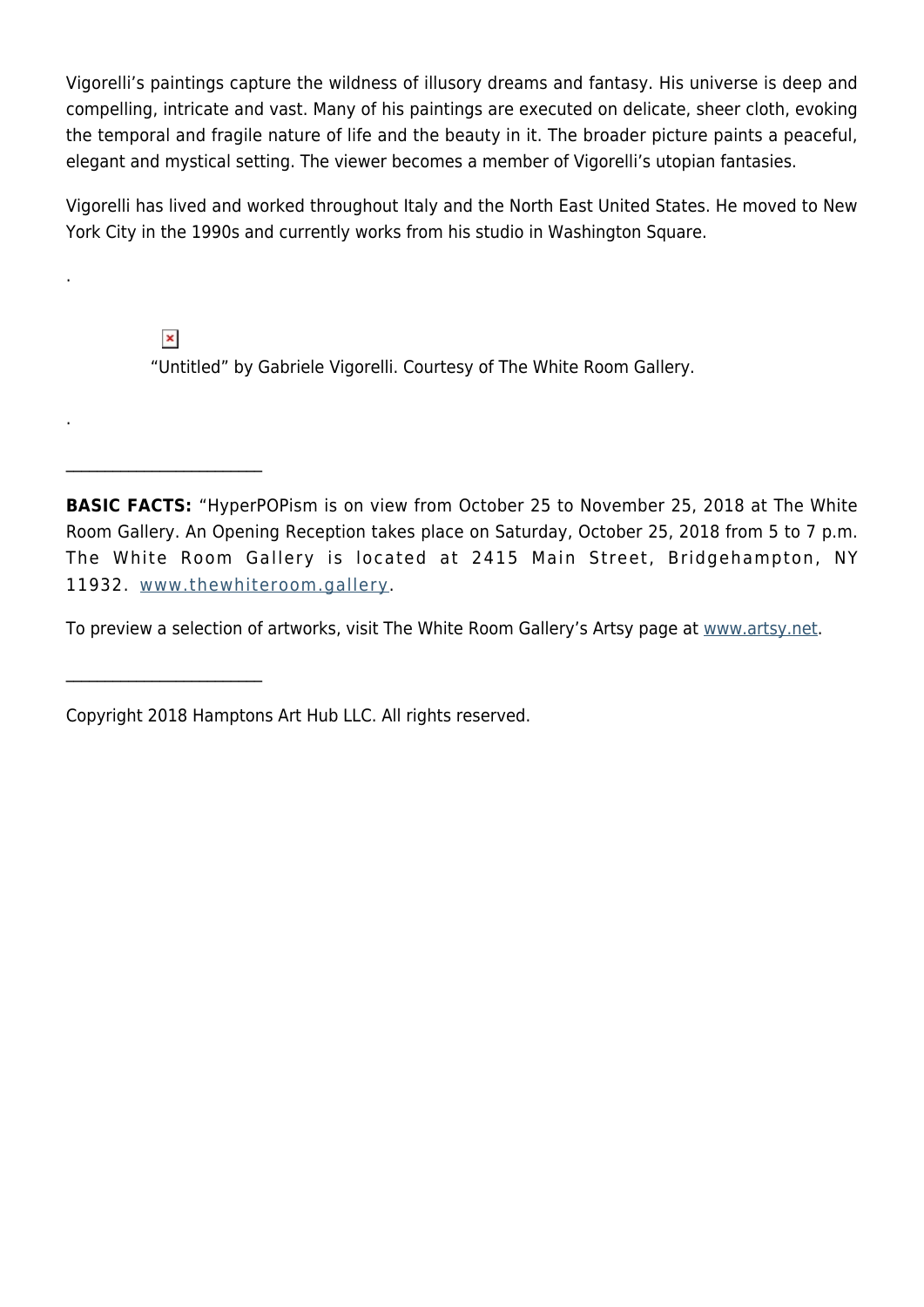Vigorelli's paintings capture the wildness of illusory dreams and fantasy. His universe is deep and compelling, intricate and vast. Many of his paintings are executed on delicate, sheer cloth, evoking the temporal and fragile nature of life and the beauty in it. The broader picture paints a peaceful, elegant and mystical setting. The viewer becomes a member of Vigorelli's utopian fantasies.

Vigorelli has lived and worked throughout Italy and the North East United States. He moved to New York City in the 1990s and currently works from his studio in Washington Square.

.

"Untitled" by Gabriele Vigorelli. Courtesy of The White Room Gallery.

.

\_\_\_\_\_\_\_\_\_\_\_\_\_\_\_\_\_\_\_\_\_\_\_

**BASIC FACTS:** "HyperPOPism is on view from October 25 to November 25, 2018 at The White Room Gallery. An Opening Reception takes place on Saturday, October 25, 2018 from 5 to 7 p.m. The White Room Gallery is located at 2415 Main Street, Bridgehampton, NY 11932. www.thewhiteroom.gallery.

To preview a selection of artworks, visit The White Room Gallery's Artsy page at www.artsy.net.

\_\_\_\_\_\_\_\_\_\_\_\_\_\_\_\_\_\_\_\_\_\_\_

Copyright 2018 Hamptons Art Hub LLC. All rights reserved.